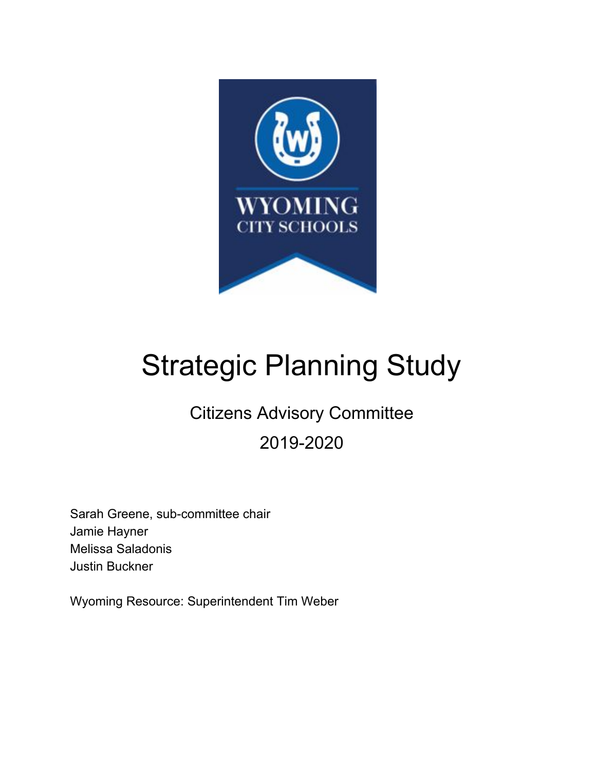WYOMING
CITY SCHOOLS

# Strategic Planning Study

## Citizens Advisory Committee

## 2019-2020

Sarah Greene, sub-committee chair
Jamie Hayner
Melissa Saladonis
Justin Buckner

Wyoming Resource: Superintendent Tim Weber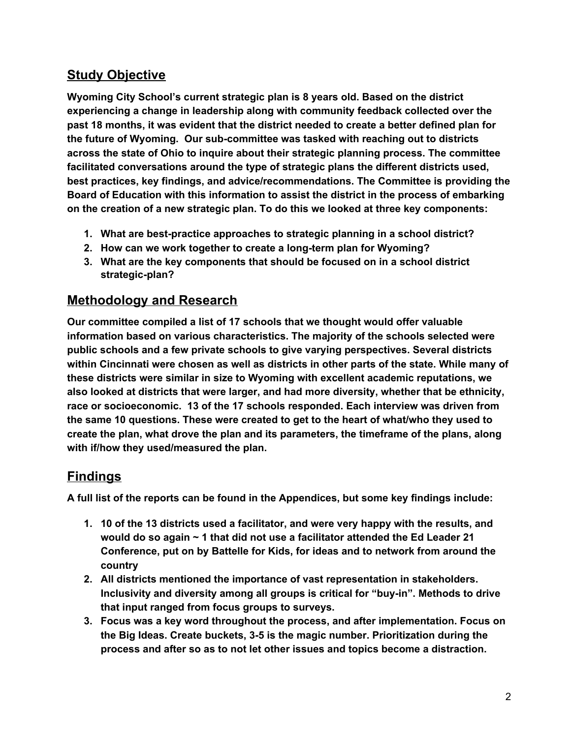## Study Objective

**Wyoming City School's current strategic plan is 8 years old. Based on the district experiencing a change in leadership along with community feedback collected over the past 18 months, it was evident that the district needed to create a better defined plan for the future of Wyoming. Our sub-committee was tasked with reaching out to districts across the state of Ohio to inquire about their strategic planning process. The committee facilitated conversations around the type of strategic plans the different districts used, best practices, key findings, and advice/recommendations. The Committee is providing the Board of Education with this information to assist the district in the process of embarking on the creation of a new strategic plan. To do this we looked at three key components:**

1. **What are best-practice approaches to strategic planning in a school district?**
2. **How can we work together to create a long-term plan for Wyoming?**
3. **What are the key components that should be focused on in a school district strategic-plan?**

## Methodology and Research

**Our committee compiled a list of 17 schools that we thought would offer valuable information based on various characteristics. The majority of the schools selected were public schools and a few private schools to give varying perspectives. Several districts within Cincinnati were chosen as well as districts in other parts of the state. While many of these districts were similar in size to Wyoming with excellent academic reputations, we also looked at districts that were larger, and had more diversity, whether that be ethnicity, race or socioeconomic. 13 of the 17 schools responded. Each interview was driven from the same 10 questions. These were created to get to the heart of what/who they used to create the plan, what drove the plan and its parameters, the timeframe of the plans, along with if/how they used/measured the plan.**

## Findings

**A full list of the reports can be found in the Appendices, but some key findings include:**

1. **10 of the 13 districts used a facilitator, and were very happy with the results, and would do so again ~ 1 that did not use a facilitator attended the Ed Leader 21 Conference, put on by Battelle for Kids, for ideas and to network from around the country**
2. **All districts mentioned the importance of vast representation in stakeholders. Inclusivity and diversity among all groups is critical for "buy-in". Methods to drive that input ranged from focus groups to surveys.**
3. **Focus was a key word throughout the process, and after implementation. Focus on the Big Ideas. Create buckets, 3-5 is the magic number. Prioritization during the process and after so as to not let other issues and topics become a distraction.**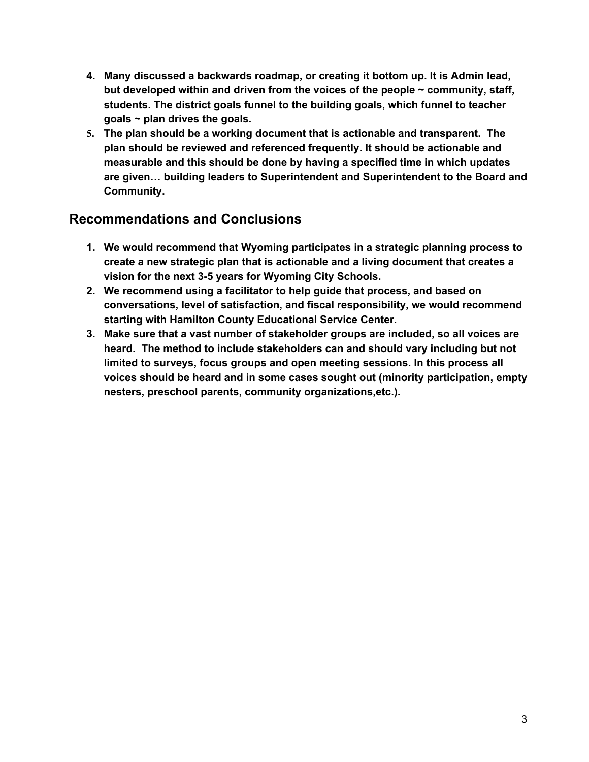4. **Many discussed a backwards roadmap, or creating it bottom up. It is Admin lead, but developed within and driven from the voices of the people ~ community, staff, students. The district goals funnel to the building goals, which funnel to teacher goals ~ plan drives the goals.**
5. **The plan should be a working document that is actionable and transparent. The plan should be reviewed and referenced frequently. It should be actionable and measurable and this should be done by having a specified time in which updates are given… building leaders to Superintendent and Superintendent to the Board and Community.**

## Recommendations and Conclusions

1. **We would recommend that Wyoming participates in a strategic planning process to create a new strategic plan that is actionable and a living document that creates a vision for the next 3-5 years for Wyoming City Schools.**
2. **We recommend using a facilitator to help guide that process, and based on conversations, level of satisfaction, and fiscal responsibility, we would recommend starting with Hamilton County Educational Service Center.**
3. **Make sure that a vast number of stakeholder groups are included, so all voices are heard. The method to include stakeholders can and should vary including but not limited to surveys, focus groups and open meeting sessions. In this process all voices should be heard and in some cases sought out (minority participation, empty nesters, preschool parents, community organizations,etc.).**